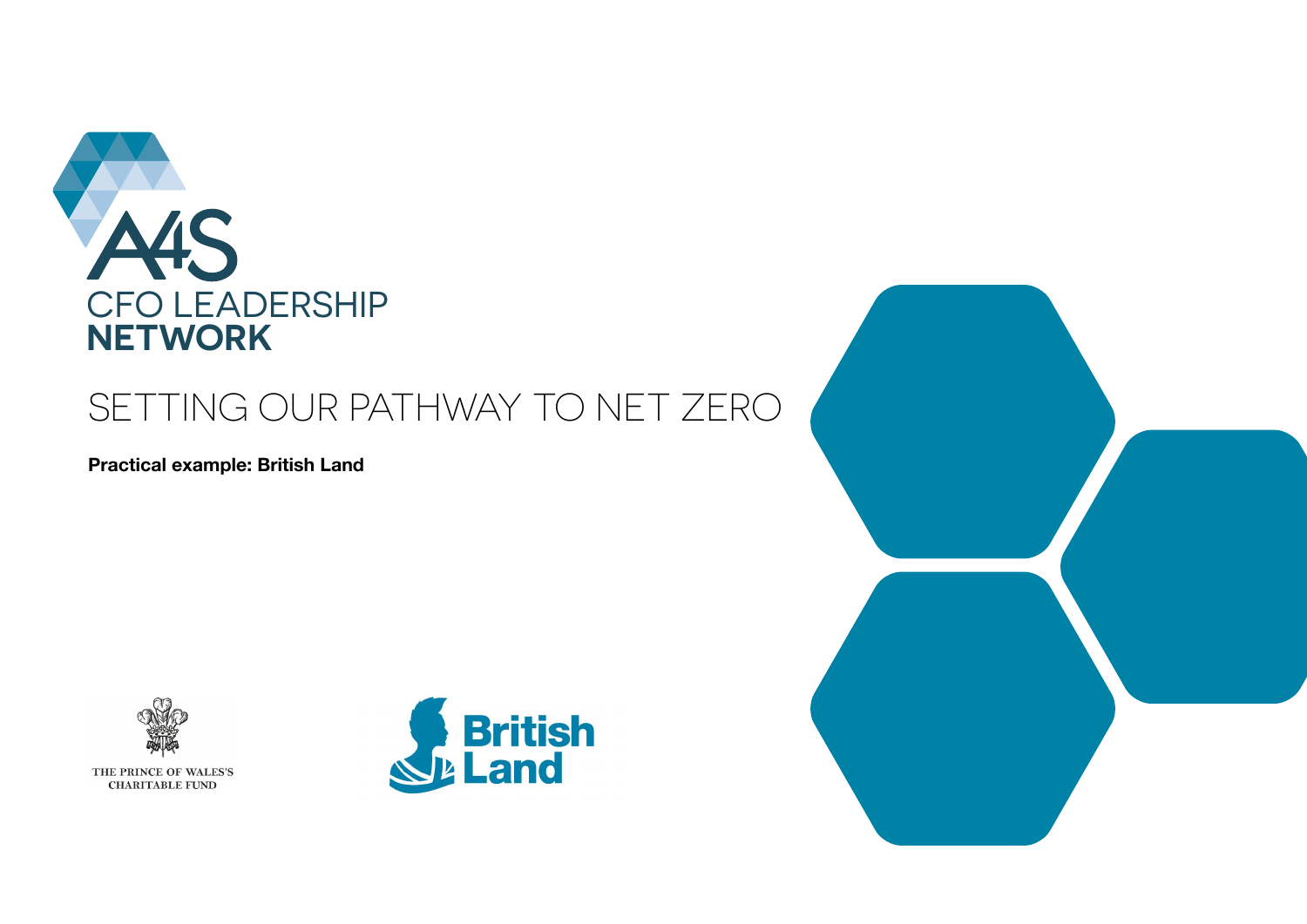A4S

CFO LEADERSHIP
**NETWORK**

# SETTING OUR PATHWAY TO NET ZERO

**Practical example: British Land**

THE PRINCE OF WALES'S
CHARITABLE FUND

British Land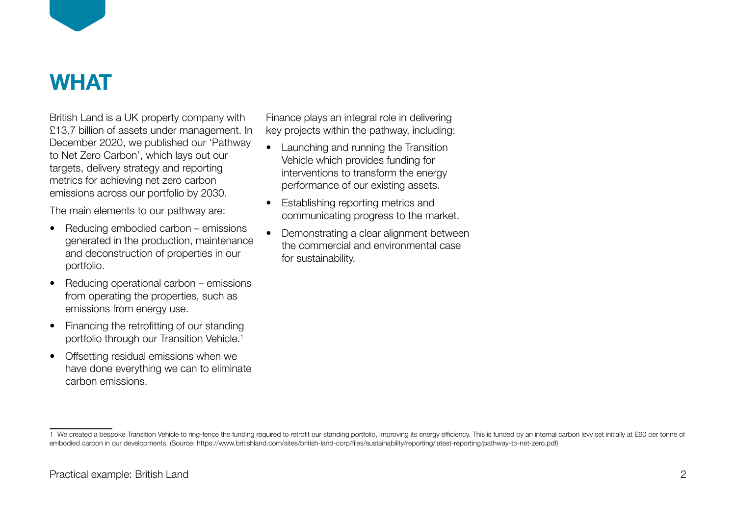# WHAT

British Land is a UK property company with £13.7 billion of assets under management. In December 2020, we published our 'Pathway to Net Zero Carbon', which lays out our targets, delivery strategy and reporting metrics for achieving net zero carbon emissions across our portfolio by 2030.

The main elements to our pathway are:

- Reducing embodied carbon – emissions generated in the production, maintenance and deconstruction of properties in our portfolio.
- Reducing operational carbon – emissions from operating the properties, such as emissions from energy use.
- Financing the retrofitting of our standing portfolio through our Transition Vehicle.[1]
- Offsetting residual emissions when we have done everything we can to eliminate carbon emissions.

Finance plays an integral role in delivering key projects within the pathway, including:

- Launching and running the Transition Vehicle which provides funding for interventions to transform the energy performance of our existing assets.
- Establishing reporting metrics and communicating progress to the market.
- Demonstrating a clear alignment between the commercial and environmental case for sustainability.

---

1 We created a bespoke Transition Vehicle to ring-fence the funding required to retrofit our standing portfolio, improving its energy efficiency. This is funded by an internal carbon levy set initially at £60 per tonne of embodied carbon in our developments. (Source: https://www.britishland.com/sites/british-land-corp/files/sustainability/reporting/latest-reporting/pathway-to-net-zero.pdf)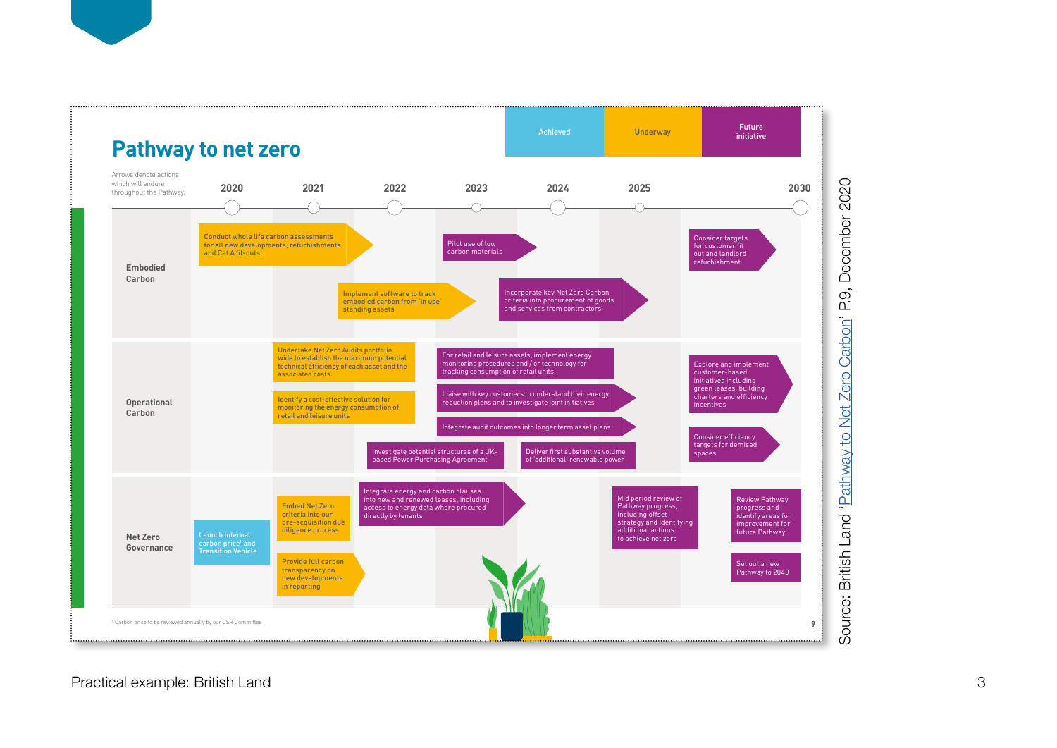## Pathway to net zero

| Achieved | Underway | Future initiative |
|---|---|---|

Arrows denote actions which will endure throughout the Pathway.

Timeline: 2020 – 2021 – 2022 – 2023 – 2024 – 2025 – 2030

### Embodied Carbon

- Conduct whole life carbon assessments for all new developments, refurbishments and Cat A fit-outs.
- Implement software to track embodied carbon from 'in use' standing assets
- Pilot use of low carbon materials
- Incorporate key Net Zero Carbon criteria into procurement of goods and services from contractors
- Consider targets for customer fit out and landlord refurbishment

### Operational Carbon

- Undertake Net Zero Audits portfolio wide to establish the maximum potential technical efficiency of each asset and the associated costs.
- Identify a cost-effective solution for monitoring the energy consumption of retail and leisure units
- For retail and leisure assets, implement energy monitoring procedures and / or technology for tracking consumption of retail units.
- Liaise with key customers to understand their energy reduction plans and to investigate joint initiatives
- Integrate audit outcomes into longer term asset plans
- Investigate potential structures of a UK-based Power Purchasing Agreement
- Deliver first substantive volume of 'additional' renewable power
- Explore and implement customer-based initiatives including green leases, building charters and efficiency incentives
- Consider efficiency targets for demised spaces

### Net Zero Governance

- Launch internal carbon price[1] and Transition Vehicle
- Embed Net Zero criteria into our pre-acquisition due diligence process
- Provide full carbon transparency on new developments in reporting
- Integrate energy and carbon clauses into new and renewed leases, including access to energy data where procured directly by tenants
- Mid period review of Pathway progress, including offset strategy and identifying additional actions to achieve net zero
- Review Pathway progress and identify areas for improvement for future Pathway
- Set out a new Pathway to 2040

[1] Carbon price to be reviewed annually by our CSR Committee

Source: British Land 'Pathway to Net Zero Carbon' P.9, December 2020

Practical example: British Land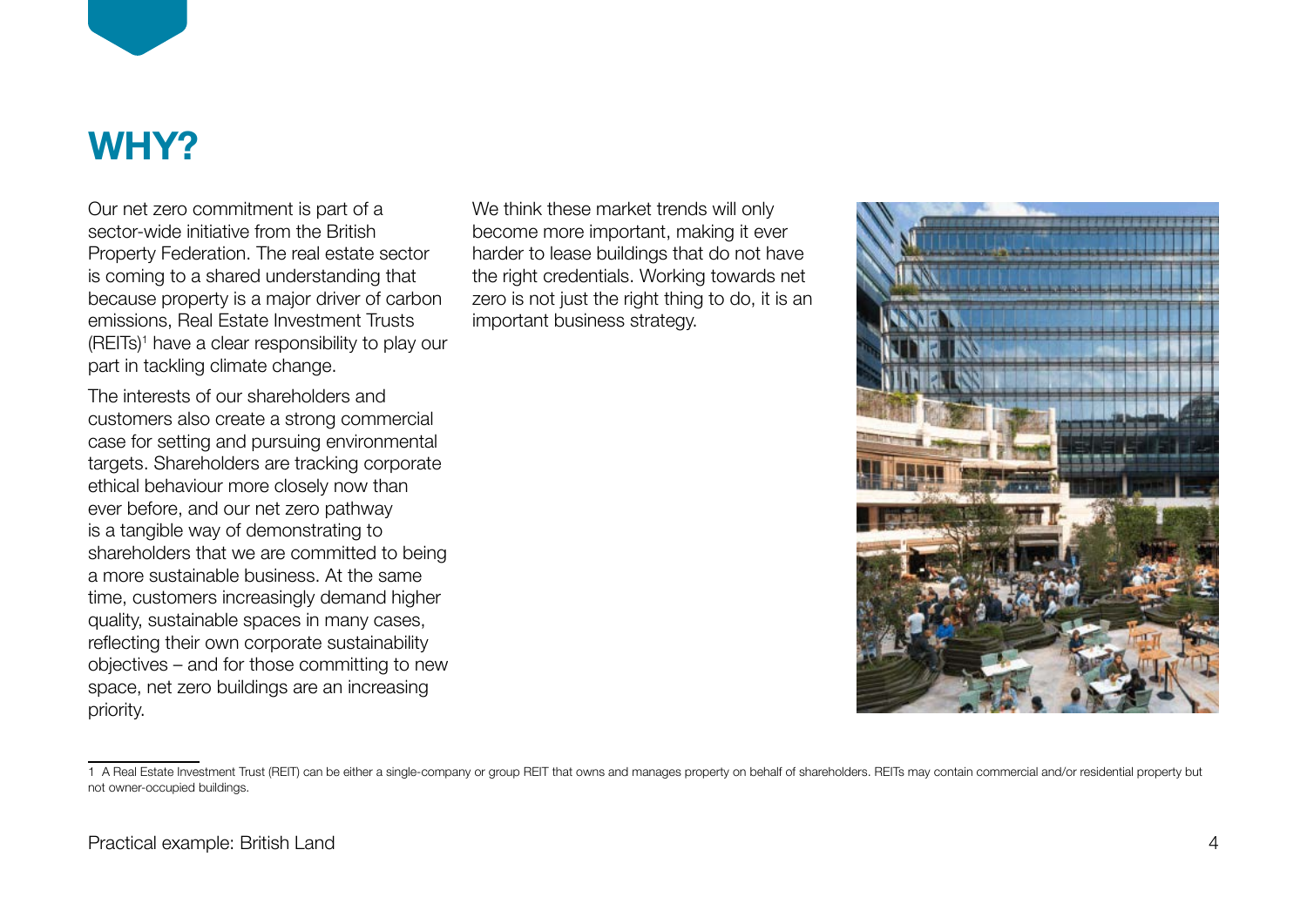# WHY?

Our net zero commitment is part of a sector-wide initiative from the British Property Federation. The real estate sector is coming to a shared understanding that because property is a major driver of carbon emissions, Real Estate Investment Trusts (REITs)[1] have a clear responsibility to play our part in tackling climate change.

The interests of our shareholders and customers also create a strong commercial case for setting and pursuing environmental targets. Shareholders are tracking corporate ethical behaviour more closely now than ever before, and our net zero pathway is a tangible way of demonstrating to shareholders that we are committed to being a more sustainable business. At the same time, customers increasingly demand higher quality, sustainable spaces in many cases, reflecting their own corporate sustainability objectives – and for those committing to new space, net zero buildings are an increasing priority.

We think these market trends will only become more important, making it ever harder to lease buildings that do not have the right credentials. Working towards net zero is not just the right thing to do, it is an important business strategy.

1 A Real Estate Investment Trust (REIT) can be either a single-company or group REIT that owns and manages property on behalf of shareholders. REITs may contain commercial and/or residential property but not owner-occupied buildings.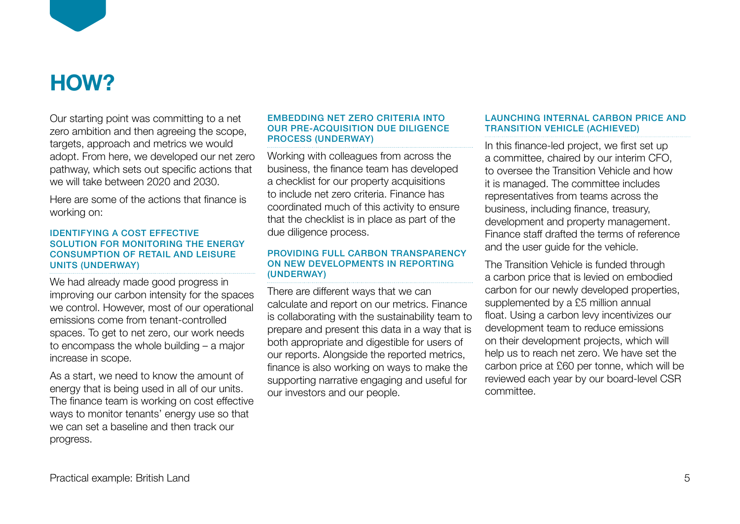# HOW?

Our starting point was committing to a net zero ambition and then agreeing the scope, targets, approach and metrics we would adopt. From here, we developed our net zero pathway, which sets out specific actions that we will take between 2020 and 2030.

Here are some of the actions that finance is working on:

### IDENTIFYING A COST EFFECTIVE SOLUTION FOR MONITORING THE ENERGY CONSUMPTION OF RETAIL AND LEISURE UNITS (UNDERWAY)

We had already made good progress in improving our carbon intensity for the spaces we control. However, most of our operational emissions come from tenant-controlled spaces. To get to net zero, our work needs to encompass the whole building – a major increase in scope.

As a start, we need to know the amount of energy that is being used in all of our units. The finance team is working on cost effective ways to monitor tenants' energy use so that we can set a baseline and then track our progress.

### EMBEDDING NET ZERO CRITERIA INTO OUR PRE-ACQUISITION DUE DILIGENCE PROCESS (UNDERWAY)

Working with colleagues from across the business, the finance team has developed a checklist for our property acquisitions to include net zero criteria. Finance has coordinated much of this activity to ensure that the checklist is in place as part of the due diligence process.

### PROVIDING FULL CARBON TRANSPARENCY ON NEW DEVELOPMENTS IN REPORTING (UNDERWAY)

There are different ways that we can calculate and report on our metrics. Finance is collaborating with the sustainability team to prepare and present this data in a way that is both appropriate and digestible for users of our reports. Alongside the reported metrics, finance is also working on ways to make the supporting narrative engaging and useful for our investors and our people.

### LAUNCHING INTERNAL CARBON PRICE AND TRANSITION VEHICLE (ACHIEVED)

In this finance-led project, we first set up a committee, chaired by our interim CFO, to oversee the Transition Vehicle and how it is managed. The committee includes representatives from teams across the business, including finance, treasury, development and property management. Finance staff drafted the terms of reference and the user guide for the vehicle.

The Transition Vehicle is funded through a carbon price that is levied on embodied carbon for our newly developed properties, supplemented by a £5 million annual float. Using a carbon levy incentivizes our development team to reduce emissions on their development projects, which will help us to reach net zero. We have set the carbon price at £60 per tonne, which will be reviewed each year by our board-level CSR committee.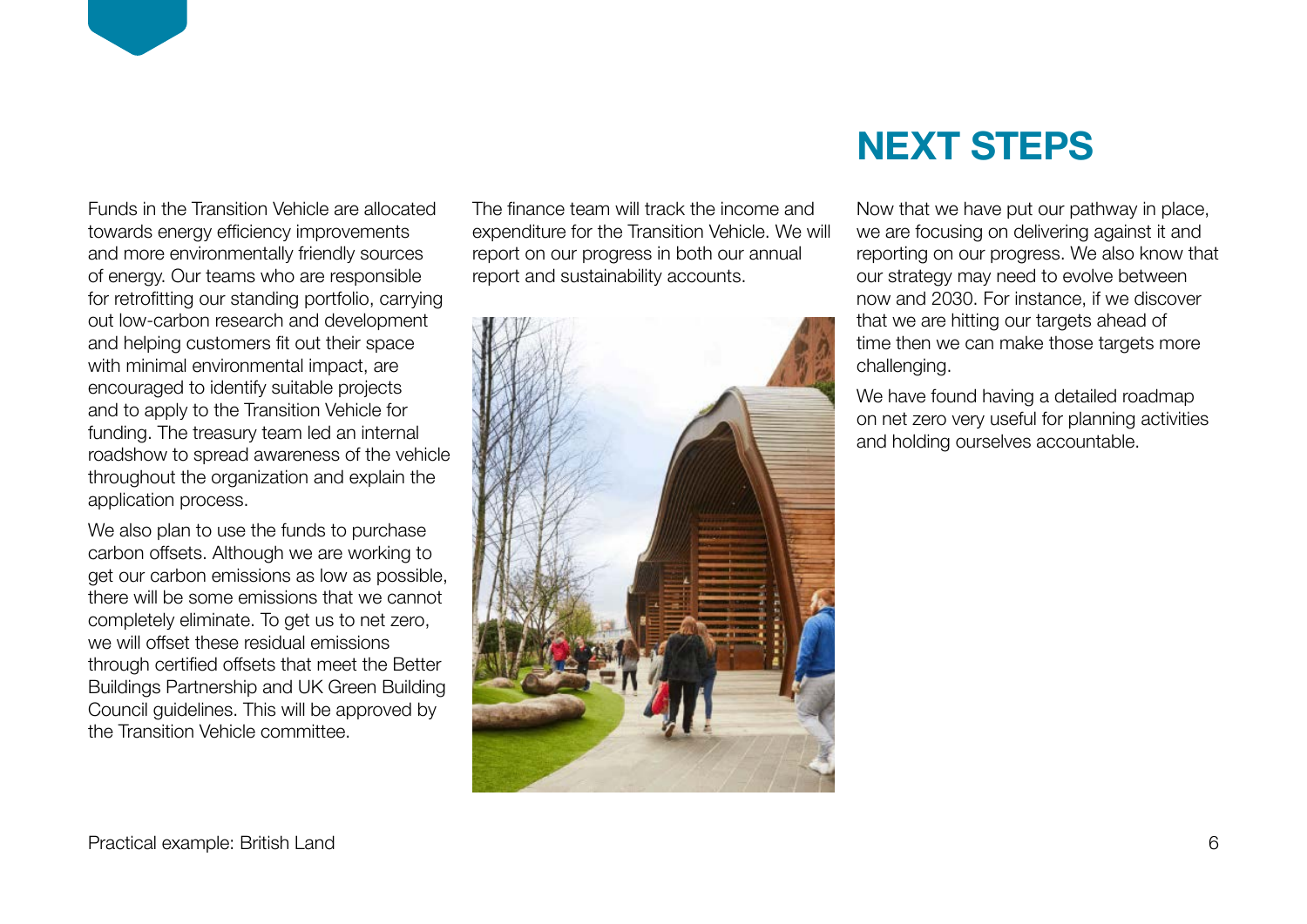Funds in the Transition Vehicle are allocated towards energy efficiency improvements and more environmentally friendly sources of energy. Our teams who are responsible for retrofitting our standing portfolio, carrying out low-carbon research and development and helping customers fit out their space with minimal environmental impact, are encouraged to identify suitable projects and to apply to the Transition Vehicle for funding. The treasury team led an internal roadshow to spread awareness of the vehicle throughout the organization and explain the application process.

We also plan to use the funds to purchase carbon offsets. Although we are working to get our carbon emissions as low as possible, there will be some emissions that we cannot completely eliminate. To get us to net zero, we will offset these residual emissions through certified offsets that meet the Better Buildings Partnership and UK Green Building Council guidelines. This will be approved by the Transition Vehicle committee.

The finance team will track the income and expenditure for the Transition Vehicle. We will report on our progress in both our annual report and sustainability accounts.

## NEXT STEPS

Now that we have put our pathway in place, we are focusing on delivering against it and reporting on our progress. We also know that our strategy may need to evolve between now and 2030. For instance, if we discover that we are hitting our targets ahead of time then we can make those targets more challenging.

We have found having a detailed roadmap on net zero very useful for planning activities and holding ourselves accountable.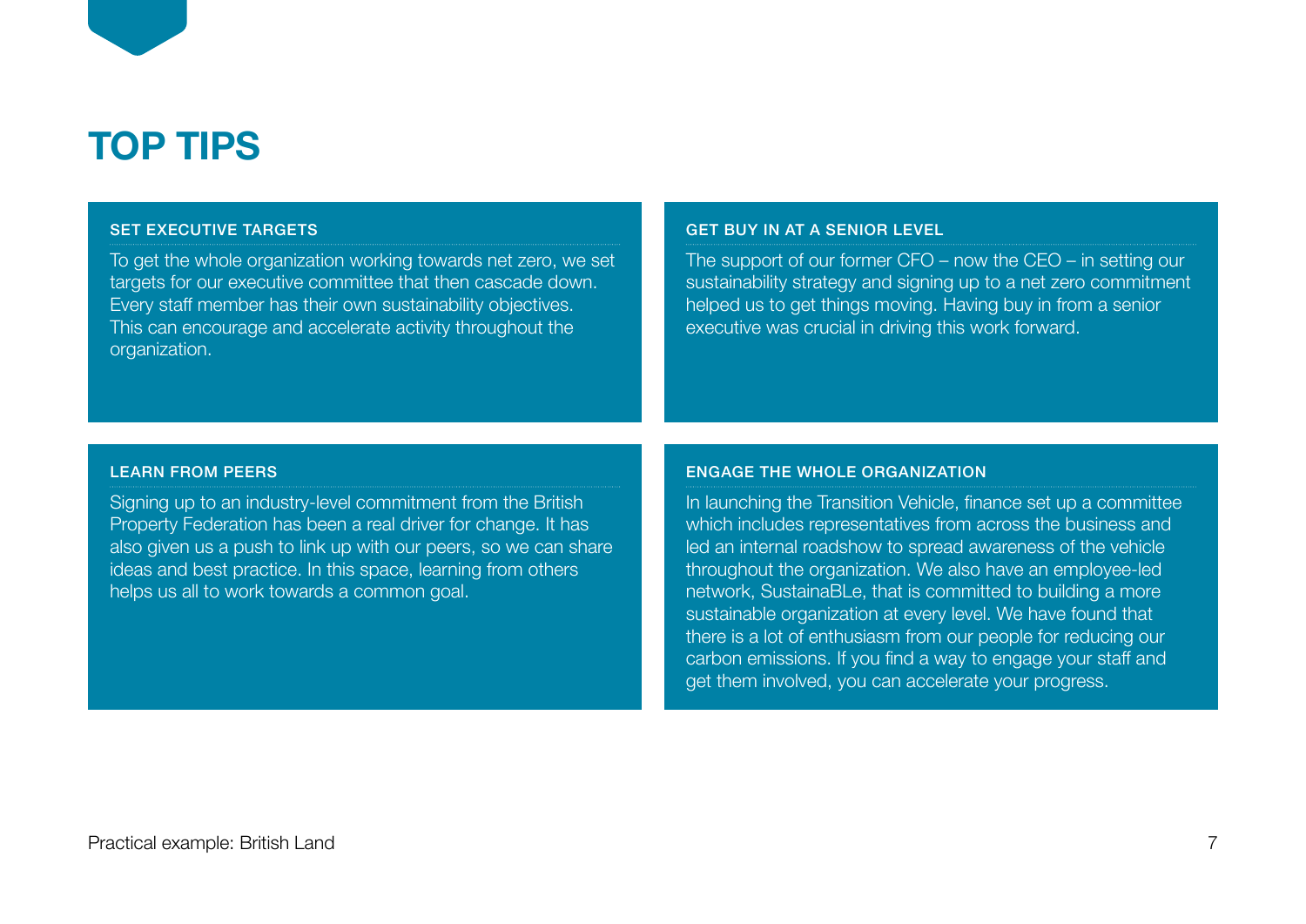# TOP TIPS

### SET EXECUTIVE TARGETS

To get the whole organization working towards net zero, we set targets for our executive committee that then cascade down. Every staff member has their own sustainability objectives. This can encourage and accelerate activity throughout the organization.

### GET BUY IN AT A SENIOR LEVEL

The support of our former CFO – now the CEO – in setting our sustainability strategy and signing up to a net zero commitment helped us to get things moving. Having buy in from a senior executive was crucial in driving this work forward.

### LEARN FROM PEERS

Signing up to an industry-level commitment from the British Property Federation has been a real driver for change. It has also given us a push to link up with our peers, so we can share ideas and best practice. In this space, learning from others helps us all to work towards a common goal.

### ENGAGE THE WHOLE ORGANIZATION

In launching the Transition Vehicle, finance set up a committee which includes representatives from across the business and led an internal roadshow to spread awareness of the vehicle throughout the organization. We also have an employee-led network, SustainaBLe, that is committed to building a more sustainable organization at every level. We have found that there is a lot of enthusiasm from our people for reducing our carbon emissions. If you find a way to engage your staff and get them involved, you can accelerate your progress.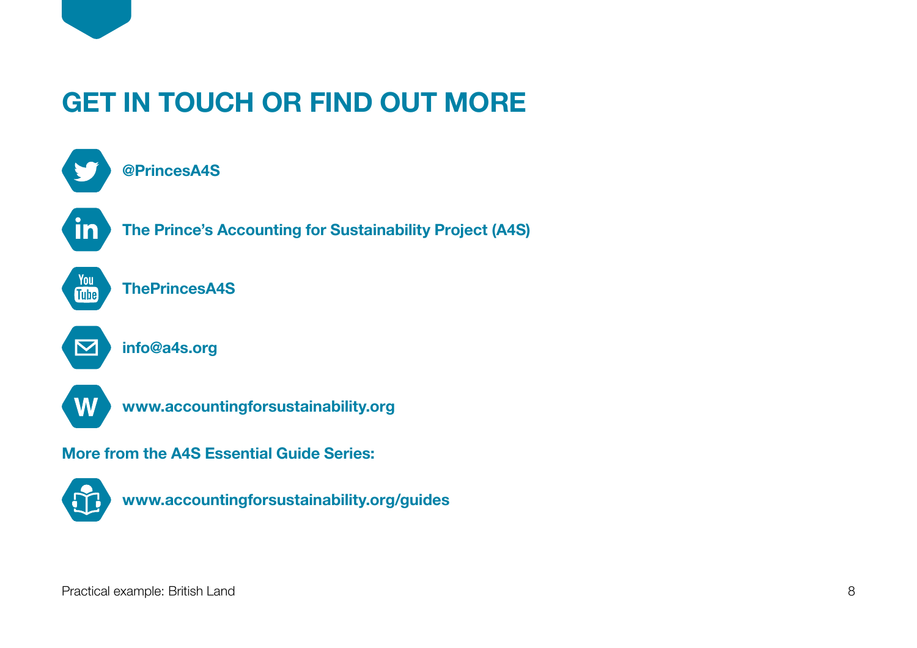# GET IN TOUCH OR FIND OUT MORE

**@PrincesA4S**

**The Prince's Accounting for Sustainability Project (A4S)**

**ThePrincesA4S**

**info@a4s.org**

**www.accountingforsustainability.org**

**More from the A4S Essential Guide Series:**

**www.accountingforsustainability.org/guides**